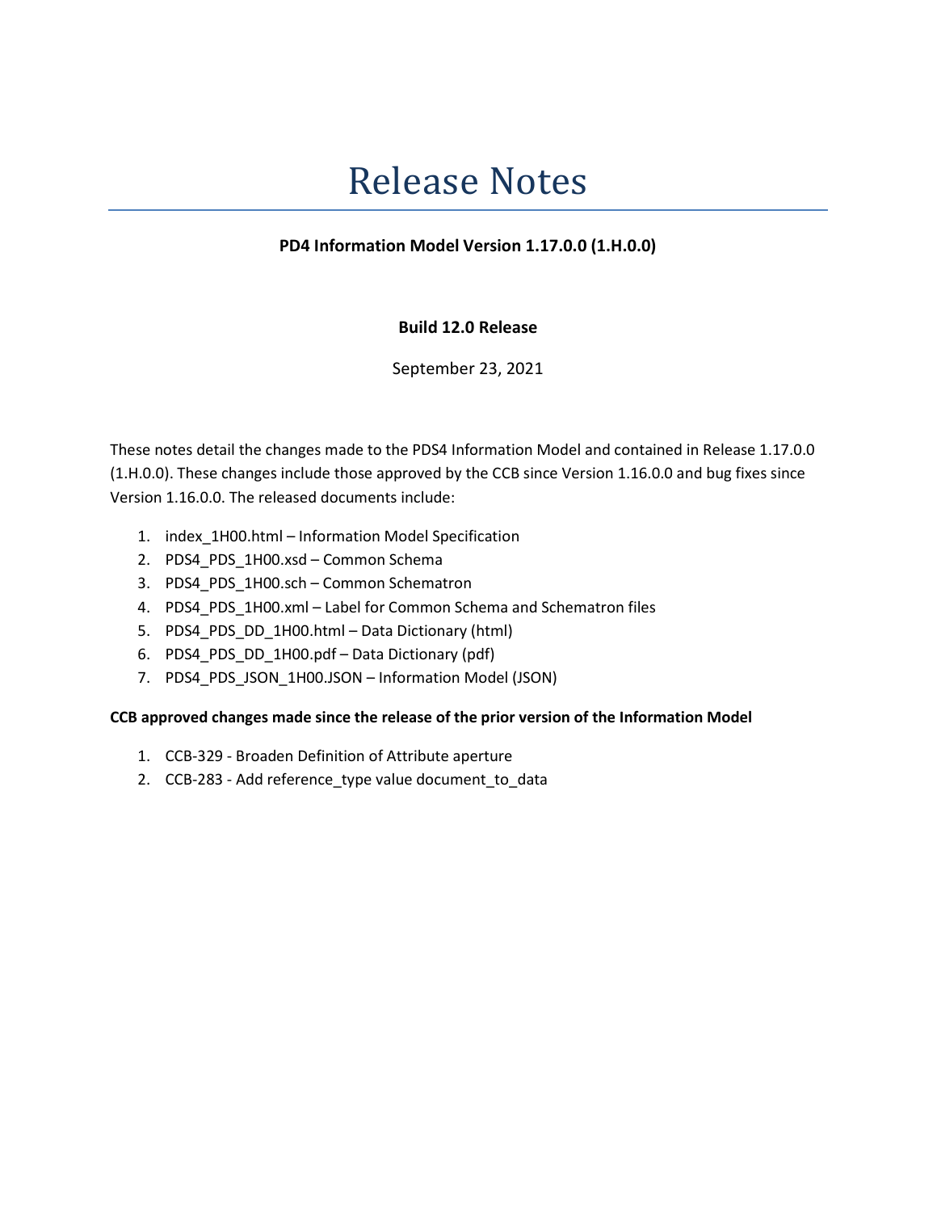# Release Notes

**PD4 Information Model Version 1.17.0.0 (1.H.0.0)**

**Build 12.0 Release**

September 23, 2021

These notes detail the changes made to the PDS4 Information Model and contained in Release 1.17.0.0 (1.H.0.0). These changes include those approved by the CCB since Version 1.16.0.0 and bug fixes since Version 1.16.0.0. The released documents include:

1. index_1H00.html – Information Model Specification
2. PDS4_PDS_1H00.xsd – Common Schema
3. PDS4_PDS_1H00.sch – Common Schematron
4. PDS4_PDS_1H00.xml – Label for Common Schema and Schematron files
5. PDS4_PDS_DD_1H00.html – Data Dictionary (html)
6. PDS4_PDS_DD_1H00.pdf – Data Dictionary (pdf)
7. PDS4_PDS_JSON_1H00.JSON – Information Model (JSON)

**CCB approved changes made since the release of the prior version of the Information Model**

1. CCB-329 - Broaden Definition of Attribute aperture
2. CCB-283 - Add reference_type value document_to_data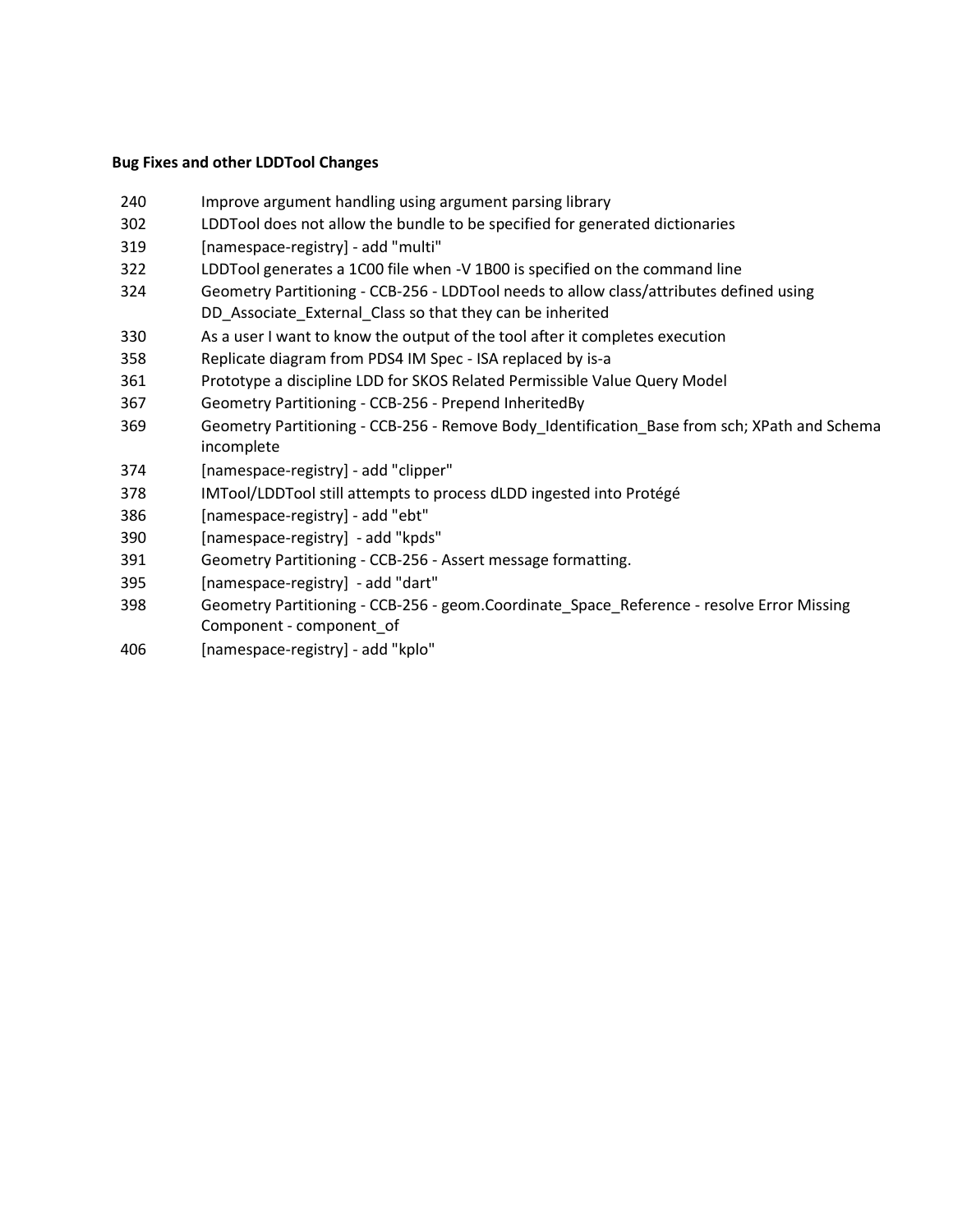**Bug Fixes and other LDDTool Changes**

| | |
|---|---|
| 240 | Improve argument handling using argument parsing library |
| 302 | LDDTool does not allow the bundle to be specified for generated dictionaries |
| 319 | [namespace-registry] - add "multi" |
| 322 | LDDTool generates a 1C00 file when -V 1B00 is specified on the command line |
| 324 | Geometry Partitioning - CCB-256 - LDDTool needs to allow class/attributes defined using DD_Associate_External_Class so that they can be inherited |
| 330 | As a user I want to know the output of the tool after it completes execution |
| 358 | Replicate diagram from PDS4 IM Spec - ISA replaced by is-a |
| 361 | Prototype a discipline LDD for SKOS Related Permissible Value Query Model |
| 367 | Geometry Partitioning - CCB-256 - Prepend InheritedBy |
| 369 | Geometry Partitioning - CCB-256 - Remove Body_Identification_Base from sch; XPath and Schema incomplete |
| 374 | [namespace-registry] - add "clipper" |
| 378 | IMTool/LDDTool still attempts to process dLDD ingested into Protégé |
| 386 | [namespace-registry] - add "ebt" |
| 390 | [namespace-registry] - add "kpds" |
| 391 | Geometry Partitioning - CCB-256 - Assert message formatting. |
| 395 | [namespace-registry] - add "dart" |
| 398 | Geometry Partitioning - CCB-256 - geom.Coordinate_Space_Reference - resolve Error Missing Component - component_of |
| 406 | [namespace-registry] - add "kplo" |